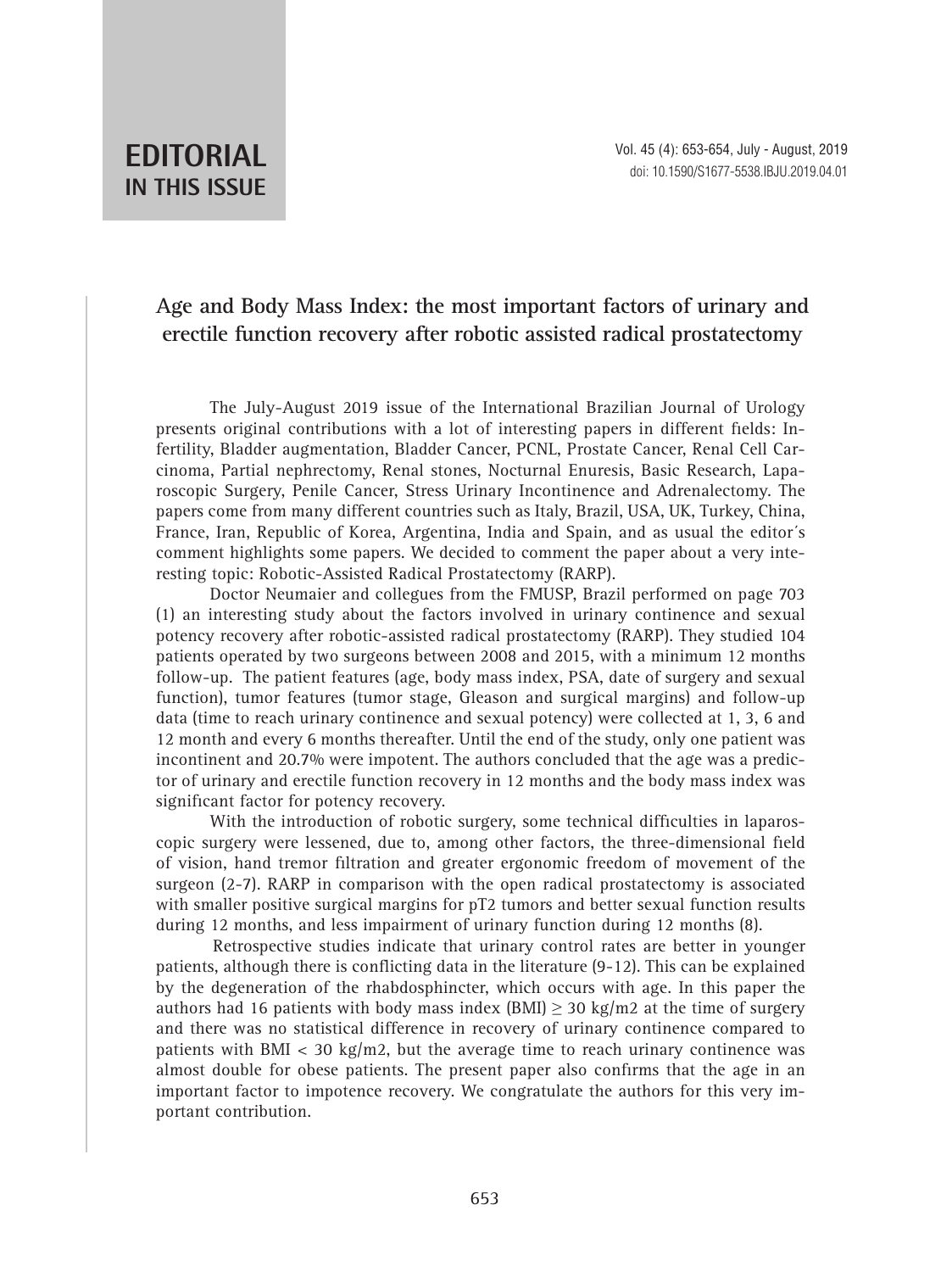# EDITORIAL
## IN THIS ISSUE

## Age and Body Mass Index: the most important factors of urinary and erectile function recovery after robotic assisted radical prostatectomy

The July-August 2019 issue of the International Brazilian Journal of Urology presents original contributions with a lot of interesting papers in different fields: Infertility, Bladder augmentation, Bladder Cancer, PCNL, Prostate Cancer, Renal Cell Carcinoma, Partial nephrectomy, Renal stones, Nocturnal Enuresis, Basic Research, Laparoscopic Surgery, Penile Cancer, Stress Urinary Incontinence and Adrenalectomy. The papers come from many different countries such as Italy, Brazil, USA, UK, Turkey, China, France, Iran, Republic of Korea, Argentina, India and Spain, and as usual the editor´s comment highlights some papers. We decided to comment the paper about a very interesting topic: Robotic-Assisted Radical Prostatectomy (RARP).

Doctor Neumaier and collegues from the FMUSP, Brazil performed on page 703 (1) an interesting study about the factors involved in urinary continence and sexual potency recovery after robotic-assisted radical prostatectomy (RARP). They studied 104 patients operated by two surgeons between 2008 and 2015, with a minimum 12 months follow-up. The patient features (age, body mass index, PSA, date of surgery and sexual function), tumor features (tumor stage, Gleason and surgical margins) and follow-up data (time to reach urinary continence and sexual potency) were collected at 1, 3, 6 and 12 month and every 6 months thereafter. Until the end of the study, only one patient was incontinent and 20.7% were impotent. The authors concluded that the age was a predictor of urinary and erectile function recovery in 12 months and the body mass index was significant factor for potency recovery.

With the introduction of robotic surgery, some technical difficulties in laparoscopic surgery were lessened, due to, among other factors, the three-dimensional field of vision, hand tremor filtration and greater ergonomic freedom of movement of the surgeon (2-7). RARP in comparison with the open radical prostatectomy is associated with smaller positive surgical margins for pT2 tumors and better sexual function results during 12 months, and less impairment of urinary function during 12 months (8).

Retrospective studies indicate that urinary control rates are better in younger patients, although there is conflicting data in the literature (9-12). This can be explained by the degeneration of the rhabdosphincter, which occurs with age. In this paper the authors had 16 patients with body mass index (BMI) $\geq$ 30 kg/m2 at the time of surgery and there was no statistical difference in recovery of urinary continence compared to patients with BMI < 30 kg/m2, but the average time to reach urinary continence was almost double for obese patients. The present paper also confirms that the age in an important factor to impotence recovery. We congratulate the authors for this very important contribution.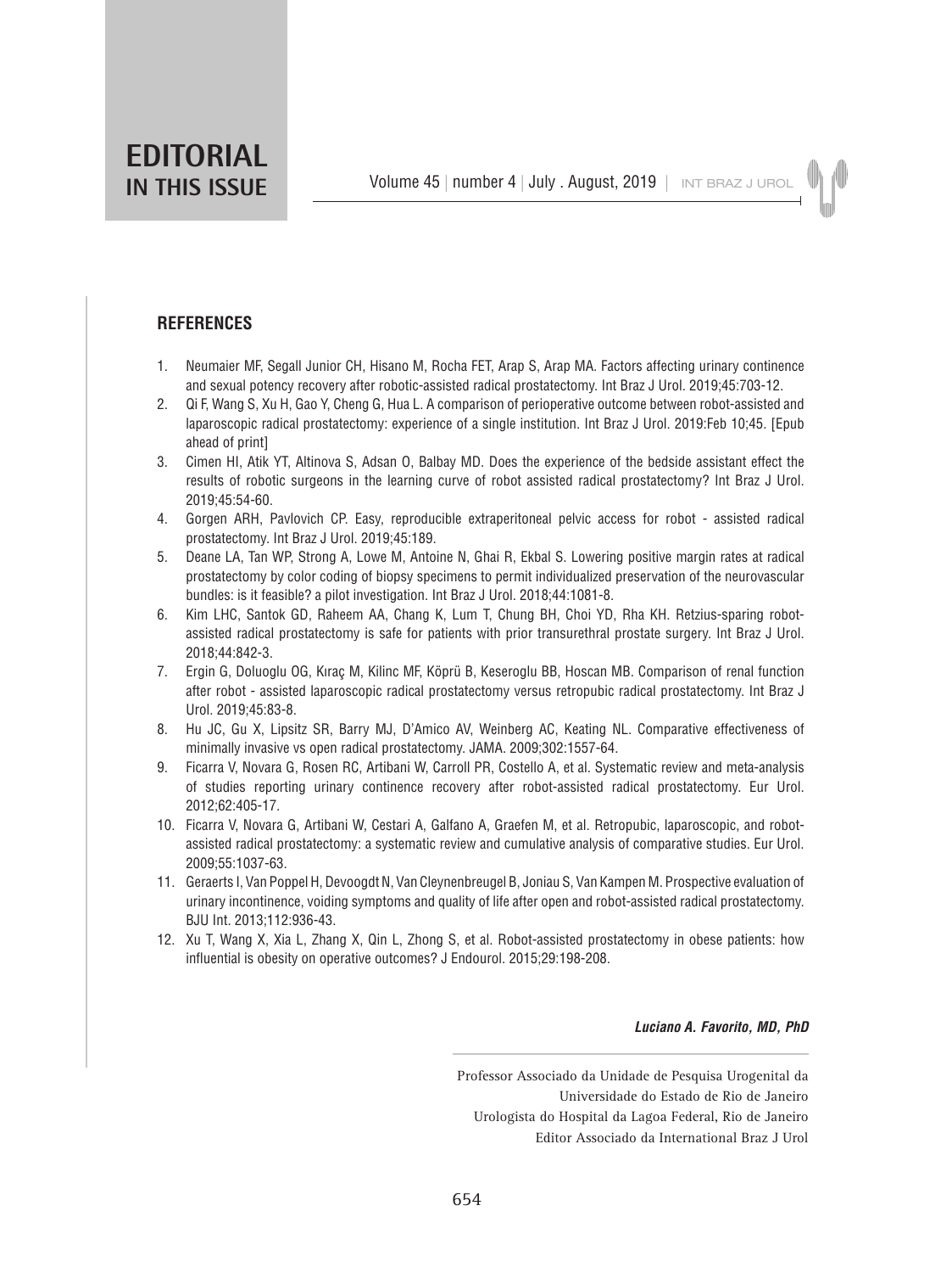## REFERENCES

1. Neumaier MF, Segall Junior CH, Hisano M, Rocha FET, Arap S, Arap MA. Factors affecting urinary continence and sexual potency recovery after robotic-assisted radical prostatectomy. Int Braz J Urol. 2019;45:703-12.
2. Qi F, Wang S, Xu H, Gao Y, Cheng G, Hua L. A comparison of perioperative outcome between robot-assisted and laparoscopic radical prostatectomy: experience of a single institution. Int Braz J Urol. 2019:Feb 10;45. [Epub ahead of print]
3. Cimen HI, Atik YT, Altinova S, Adsan O, Balbay MD. Does the experience of the bedside assistant effect the results of robotic surgeons in the learning curve of robot assisted radical prostatectomy? Int Braz J Urol. 2019;45:54-60.
4. Gorgen ARH, Pavlovich CP. Easy, reproducible extraperitoneal pelvic access for robot - assisted radical prostatectomy. Int Braz J Urol. 2019;45:189.
5. Deane LA, Tan WP, Strong A, Lowe M, Antoine N, Ghai R, Ekbal S. Lowering positive margin rates at radical prostatectomy by color coding of biopsy specimens to permit individualized preservation of the neurovascular bundles: is it feasible? a pilot investigation. Int Braz J Urol. 2018;44:1081-8.
6. Kim LHC, Santok GD, Raheem AA, Chang K, Lum T, Chung BH, Choi YD, Rha KH. Retzius-sparing robot-assisted radical prostatectomy is safe for patients with prior transurethral prostate surgery. Int Braz J Urol. 2018;44:842-3.
7. Ergin G, Doluoglu OG, Kıraç M, Kilinc MF, Köprü B, Keseroglu BB, Hoscan MB. Comparison of renal function after robot - assisted laparoscopic radical prostatectomy versus retropubic radical prostatectomy. Int Braz J Urol. 2019;45:83-8.
8. Hu JC, Gu X, Lipsitz SR, Barry MJ, D'Amico AV, Weinberg AC, Keating NL. Comparative effectiveness of minimally invasive vs open radical prostatectomy. JAMA. 2009;302:1557-64.
9. Ficarra V, Novara G, Rosen RC, Artibani W, Carroll PR, Costello A, et al. Systematic review and meta-analysis of studies reporting urinary continence recovery after robot-assisted radical prostatectomy. Eur Urol. 2012;62:405-17.
10. Ficarra V, Novara G, Artibani W, Cestari A, Galfano A, Graefen M, et al. Retropubic, laparoscopic, and robot-assisted radical prostatectomy: a systematic review and cumulative analysis of comparative studies. Eur Urol. 2009;55:1037-63.
11. Geraerts I, Van Poppel H, Devoogdt N, Van Cleynenbreugel B, Joniau S, Van Kampen M. Prospective evaluation of urinary incontinence, voiding symptoms and quality of life after open and robot-assisted radical prostatectomy. BJU Int. 2013;112:936-43.
12. Xu T, Wang X, Xia L, Zhang X, Qin L, Zhong S, et al. Robot-assisted prostatectomy in obese patients: how influential is obesity on operative outcomes? J Endourol. 2015;29:198-208.

***Luciano A. Favorito, MD, PhD***

Professor Associado da Unidade de Pesquisa Urogenital da Universidade do Estado de Rio de Janeiro
Urologista do Hospital da Lagoa Federal, Rio de Janeiro
Editor Associado da International Braz J Urol